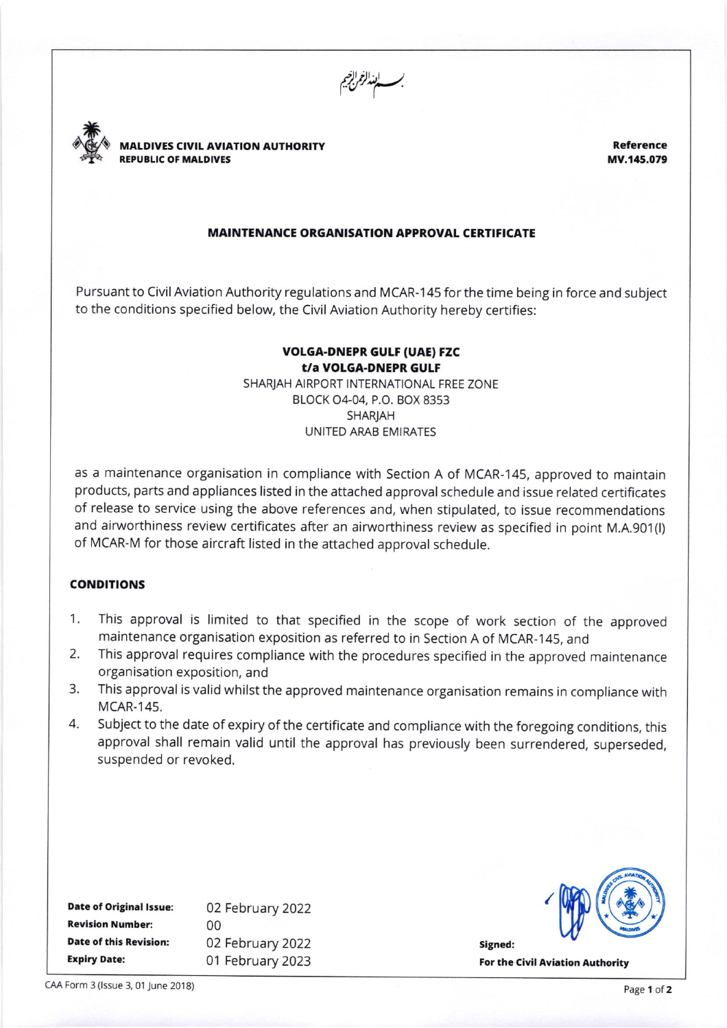بسم الله الرحمن الرحيم

**MALDIVES CIVIL AVIATION AUTHORITY**
**REPUBLIC OF MALDIVES**

**Reference**
**MV.145.079**

## MAINTENANCE ORGANISATION APPROVAL CERTIFICATE

Pursuant to Civil Aviation Authority regulations and MCAR-145 for the time being in force and subject to the conditions specified below, the Civil Aviation Authority hereby certifies:

**VOLGA-DNEPR GULF (UAE) FZC**
**t/a VOLGA-DNEPR GULF**
SHARJAH AIRPORT INTERNATIONAL FREE ZONE
BLOCK O4-04, P.O. BOX 8353
SHARJAH
UNITED ARAB EMIRATES

as a maintenance organisation in compliance with Section A of MCAR-145, approved to maintain products, parts and appliances listed in the attached approval schedule and issue related certificates of release to service using the above references and, when stipulated, to issue recommendations and airworthiness review certificates after an airworthiness review as specified in point M.A.901(l) of MCAR-M for those aircraft listed in the attached approval schedule.

### CONDITIONS

1. This approval is limited to that specified in the scope of work section of the approved maintenance organisation exposition as referred to in Section A of MCAR-145, and
2. This approval requires compliance with the procedures specified in the approved maintenance organisation exposition, and
3. This approval is valid whilst the approved maintenance organisation remains in compliance with MCAR-145.
4. Subject to the date of expiry of the certificate and compliance with the foregoing conditions, this approval shall remain valid until the approval has previously been surrendered, superseded, suspended or revoked.

| | |
|---|---|
| **Date of Original Issue:** | 02 February 2022 |
| **Revision Number:** | 00 |
| **Date of this Revision:** | 02 February 2022 |
| **Expiry Date:** | 01 February 2023 |

**Signed:**
**For the Civil Aviation Authority**

CAA Form 3 (Issue 3, 01 June 2018)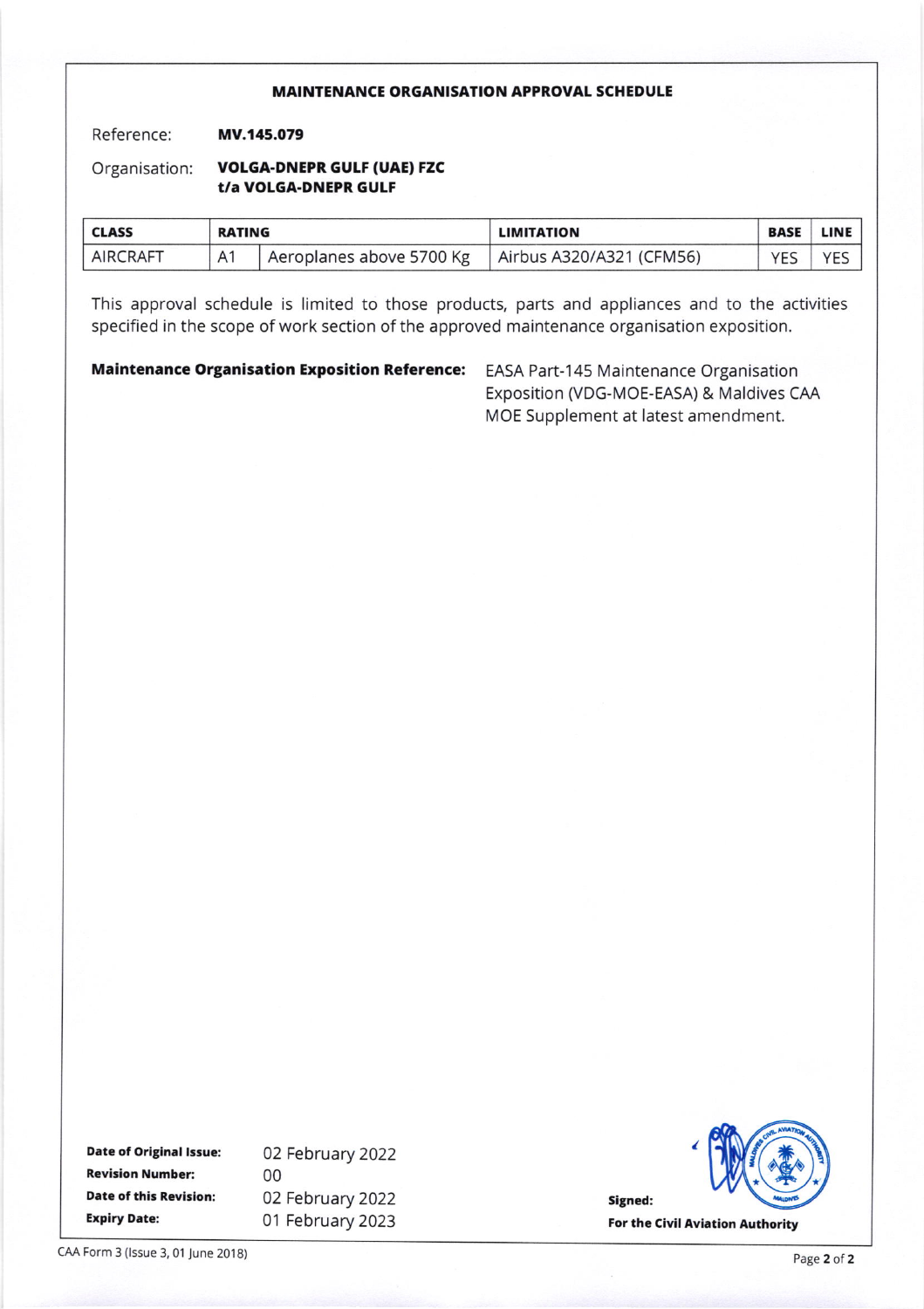## MAINTENANCE ORGANISATION APPROVAL SCHEDULE

Reference: **MV.145.079**

Organisation: **VOLGA-DNEPR GULF (UAE) FZC**
**t/a VOLGA-DNEPR GULF**

| CLASS | RATING | | LIMITATION | BASE | LINE |
|---|---|---|---|---|---|
| AIRCRAFT | A1 | Aeroplanes above 5700 Kg | Airbus A320/A321 (CFM56) | YES | YES |

This approval schedule is limited to those products, parts and appliances and to the activities specified in the scope of work section of the approved maintenance organisation exposition.

**Maintenance Organisation Exposition Reference:** EASA Part-145 Maintenance Organisation Exposition (VDG-MOE-EASA) & Maldives CAA MOE Supplement at latest amendment.

**Date of Original Issue:** 02 February 2022
**Revision Number:** 00
**Date of this Revision:** 02 February 2022
**Expiry Date:** 01 February 2023

**Signed:**
**For the Civil Aviation Authority**

CAA Form 3 (Issue 3, 01 June 2018)